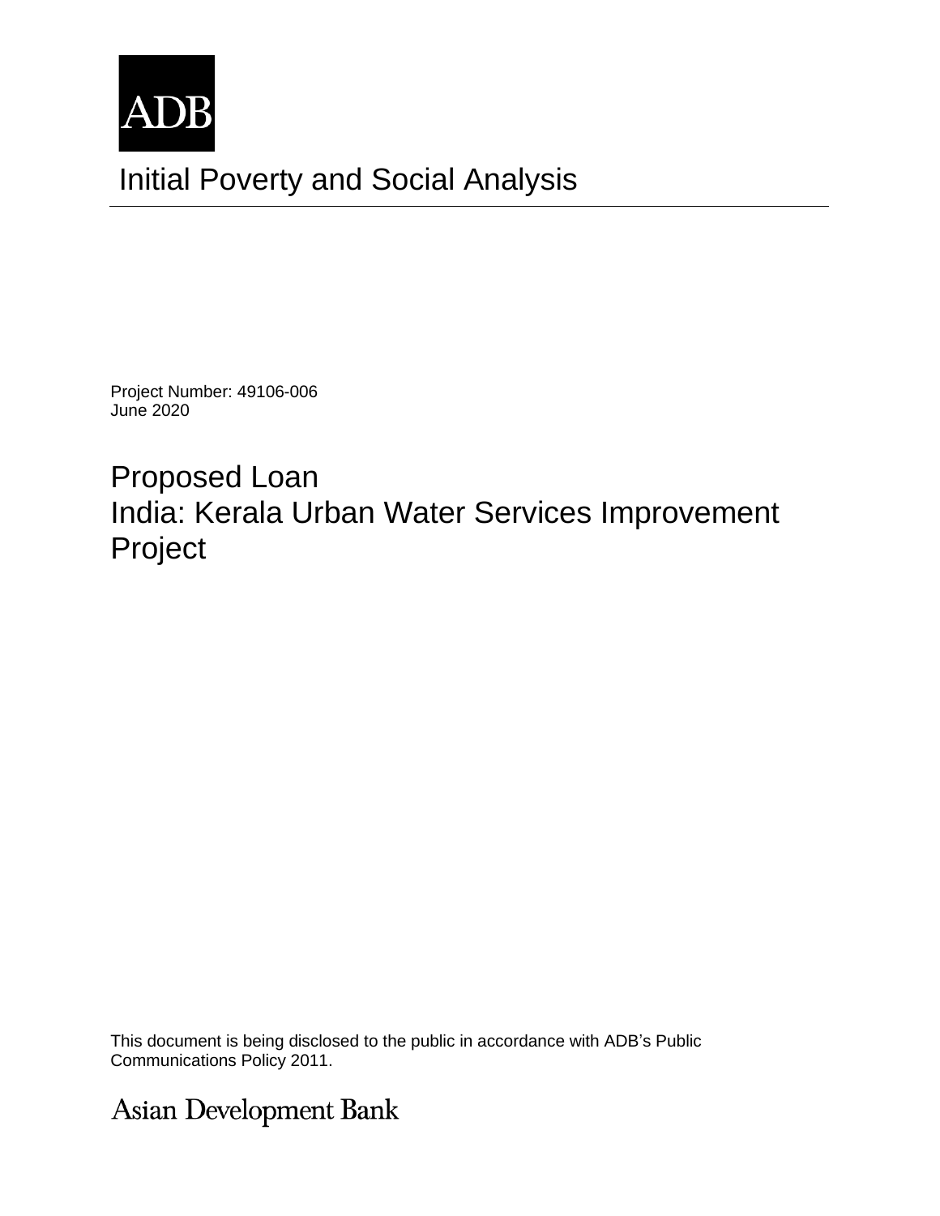ADB

# Initial Poverty and Social Analysis

Project Number: 49106-006
June 2020

## Proposed Loan
## India: Kerala Urban Water Services Improvement Project

This document is being disclosed to the public in accordance with ADB's Public Communications Policy 2011.

Asian Development Bank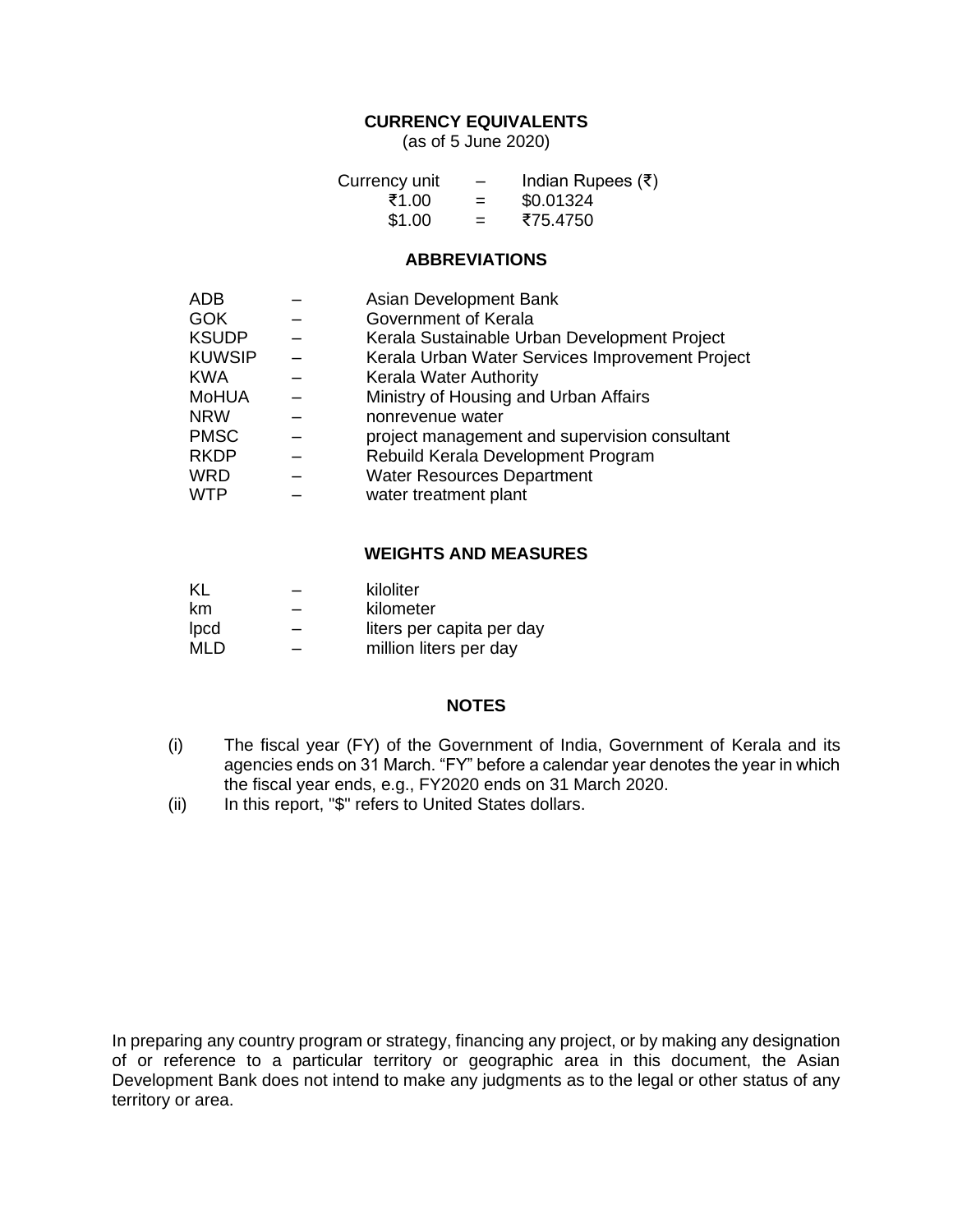## CURRENCY EQUIVALENTS

(as of 5 June 2020)

| | | |
|---|---|---|
| Currency unit | – | Indian Rupees (₹) |
| ₹1.00 | = | $0.01324 |
| $1.00 | = | ₹75.4750 |

## ABBREVIATIONS

| | | |
|---|---|---|
| ADB | – | Asian Development Bank |
| GOK | – | Government of Kerala |
| KSUDP | – | Kerala Sustainable Urban Development Project |
| KUWSIP | – | Kerala Urban Water Services Improvement Project |
| KWA | – | Kerala Water Authority |
| MoHUA | – | Ministry of Housing and Urban Affairs |
| NRW | – | nonrevenue water |
| PMSC | – | project management and supervision consultant |
| RKDP | – | Rebuild Kerala Development Program |
| WRD | – | Water Resources Department |
| WTP | – | water treatment plant |

## WEIGHTS AND MEASURES

| | | |
|---|---|---|
| KL | – | kiloliter |
| km | – | kilometer |
| lpcd | – | liters per capita per day |
| MLD | – | million liters per day |

## NOTES

(i) The fiscal year (FY) of the Government of India, Government of Kerala and its agencies ends on 31 March. "FY" before a calendar year denotes the year in which the fiscal year ends, e.g., FY2020 ends on 31 March 2020.

(ii) In this report, "$" refers to United States dollars.

In preparing any country program or strategy, financing any project, or by making any designation of or reference to a particular territory or geographic area in this document, the Asian Development Bank does not intend to make any judgments as to the legal or other status of any territory or area.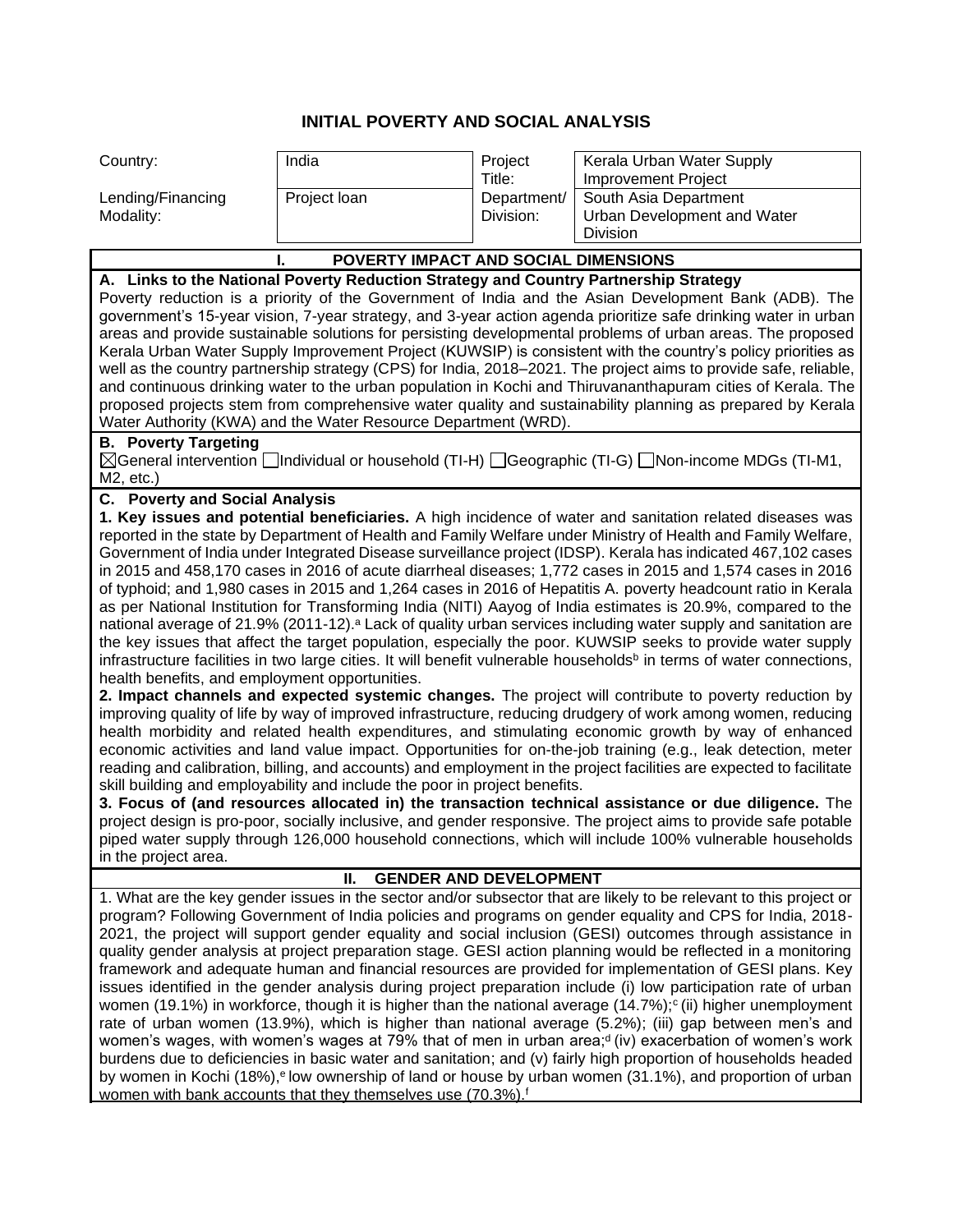# INITIAL POVERTY AND SOCIAL ANALYSIS

| Country: | India | Project Title: | Kerala Urban Water Supply Improvement Project |
|---|---|---|---|
| Lending/Financing Modality: | Project loan | Department/ Division: | South Asia Department Urban Development and Water Division |

## I. POVERTY IMPACT AND SOCIAL DIMENSIONS

### A. Links to the National Poverty Reduction Strategy and Country Partnership Strategy

Poverty reduction is a priority of the Government of India and the Asian Development Bank (ADB). The government's 15-year vision, 7-year strategy, and 3-year action agenda prioritize safe drinking water in urban areas and provide sustainable solutions for persisting developmental problems of urban areas. The proposed Kerala Urban Water Supply Improvement Project (KUWSIP) is consistent with the country's policy priorities as well as the country partnership strategy (CPS) for India, 2018–2021. The project aims to provide safe, reliable, and continuous drinking water to the urban population in Kochi and Thiruvananthapuram cities of Kerala. The proposed projects stem from comprehensive water quality and sustainability planning as prepared by Kerala Water Authority (KWA) and the Water Resource Department (WRD).

### B. Poverty Targeting

☒General intervention ☐Individual or household (TI-H) ☐Geographic (TI-G) ☐Non-income MDGs (TI-M1, M2, etc.)

### C. Poverty and Social Analysis

**1. Key issues and potential beneficiaries.** A high incidence of water and sanitation related diseases was reported in the state by Department of Health and Family Welfare under Ministry of Health and Family Welfare, Government of India under Integrated Disease surveillance project (IDSP). Kerala has indicated 467,102 cases in 2015 and 458,170 cases in 2016 of acute diarrheal diseases; 1,772 cases in 2015 and 1,574 cases in 2016 of typhoid; and 1,980 cases in 2015 and 1,264 cases in 2016 of Hepatitis A. poverty headcount ratio in Kerala as per National Institution for Transforming India (NITI) Aayog of India estimates is 20.9%, compared to the national average of 21.9% (2011-12).[a] Lack of quality urban services including water supply and sanitation are the key issues that affect the target population, especially the poor. KUWSIP seeks to provide water supply infrastructure facilities in two large cities. It will benefit vulnerable households[b] in terms of water connections, health benefits, and employment opportunities.

**2. Impact channels and expected systemic changes.** The project will contribute to poverty reduction by improving quality of life by way of improved infrastructure, reducing drudgery of work among women, reducing health morbidity and related health expenditures, and stimulating economic growth by way of enhanced economic activities and land value impact. Opportunities for on-the-job training (e.g., leak detection, meter reading and calibration, billing, and accounts) and employment in the project facilities are expected to facilitate skill building and employability and include the poor in project benefits.

**3. Focus of (and resources allocated in) the transaction technical assistance or due diligence.** The project design is pro-poor, socially inclusive, and gender responsive. The project aims to provide safe potable piped water supply through 126,000 household connections, which will include 100% vulnerable households in the project area.

## II. GENDER AND DEVELOPMENT

1. What are the key gender issues in the sector and/or subsector that are likely to be relevant to this project or program? Following Government of India policies and programs on gender equality and CPS for India, 2018-2021, the project will support gender equality and social inclusion (GESI) outcomes through assistance in quality gender analysis at project preparation stage. GESI action planning would be reflected in a monitoring framework and adequate human and financial resources are provided for implementation of GESI plans. Key issues identified in the gender analysis during project preparation include (i) low participation rate of urban women (19.1%) in workforce, though it is higher than the national average (14.7%);[c] (ii) higher unemployment rate of urban women (13.9%), which is higher than national average (5.2%); (iii) gap between men's and women's wages, with women's wages at 79% that of men in urban area;[d] (iv) exacerbation of women's work burdens due to deficiencies in basic water and sanitation; and (v) fairly high proportion of households headed by women in Kochi (18%),[e] low ownership of land or house by urban women (31.1%), and proportion of urban women with bank accounts that they themselves use (70.3%).[f]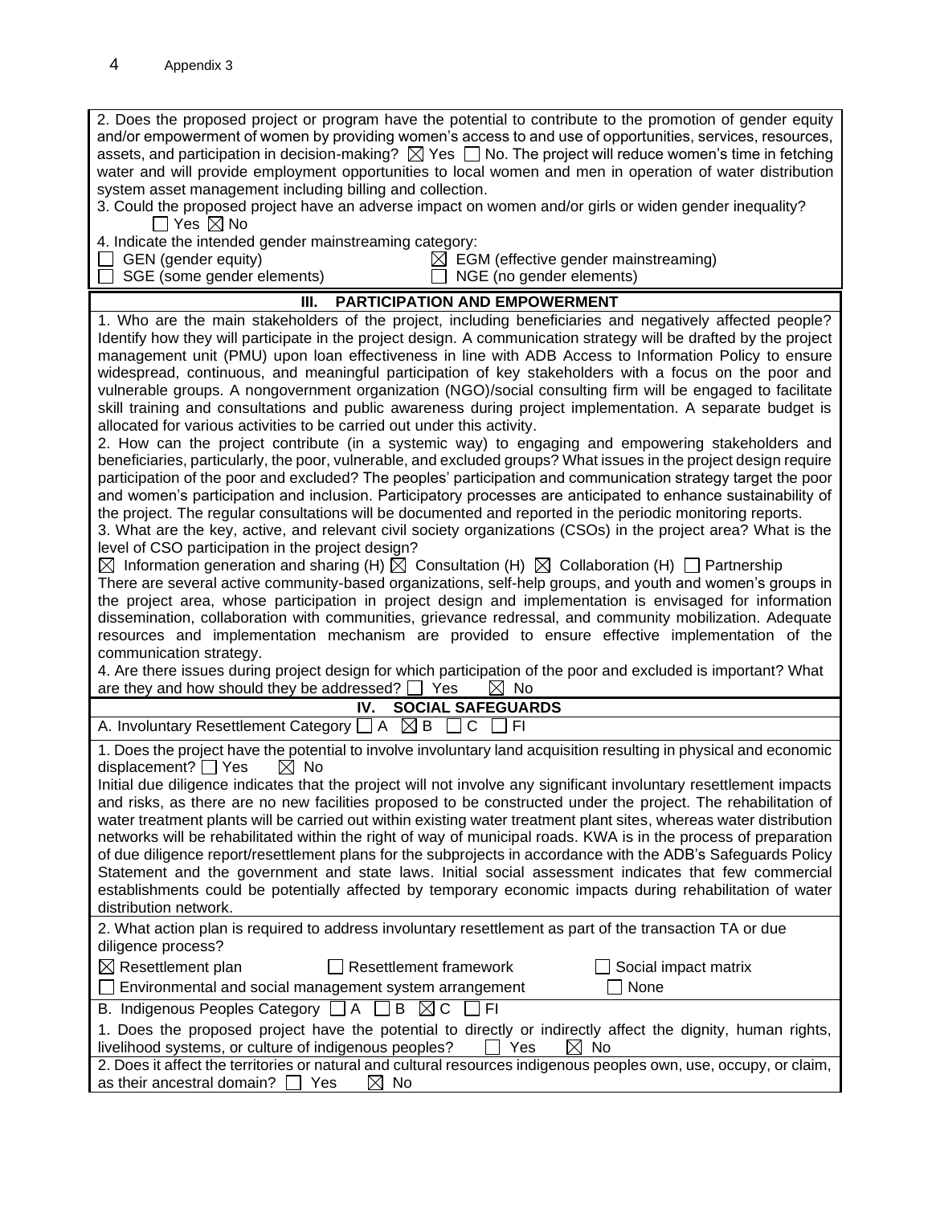2. Does the proposed project or program have the potential to contribute to the promotion of gender equity and/or empowerment of women by providing women's access to and use of opportunities, services, resources, assets, and participation in decision-making? ☒ Yes ☐ No. The project will reduce women's time in fetching water and will provide employment opportunities to local women and men in operation of water distribution system asset management including billing and collection.

3. Could the proposed project have an adverse impact on women and/or girls or widen gender inequality?
☐ Yes ☒ No

4. Indicate the intended gender mainstreaming category:

☐ GEN (gender equity) ☒ EGM (effective gender mainstreaming)
☐ SGE (some gender elements) ☐ NGE (no gender elements)

## III. PARTICIPATION AND EMPOWERMENT

1. Who are the main stakeholders of the project, including beneficiaries and negatively affected people? Identify how they will participate in the project design. A communication strategy will be drafted by the project management unit (PMU) upon loan effectiveness in line with ADB Access to Information Policy to ensure widespread, continuous, and meaningful participation of key stakeholders with a focus on the poor and vulnerable groups. A nongovernment organization (NGO)/social consulting firm will be engaged to facilitate skill training and consultations and public awareness during project implementation. A separate budget is allocated for various activities to be carried out under this activity.

2. How can the project contribute (in a systemic way) to engaging and empowering stakeholders and beneficiaries, particularly, the poor, vulnerable, and excluded groups? What issues in the project design require participation of the poor and excluded? The peoples' participation and communication strategy target the poor and women's participation and inclusion. Participatory processes are anticipated to enhance sustainability of the project. The regular consultations will be documented and reported in the periodic monitoring reports.

3. What are the key, active, and relevant civil society organizations (CSOs) in the project area? What is the level of CSO participation in the project design?

☒ Information generation and sharing (H) ☒ Consultation (H) ☒ Collaboration (H) ☐ Partnership

There are several active community-based organizations, self-help groups, and youth and women's groups in the project area, whose participation in project design and implementation is envisaged for information dissemination, collaboration with communities, grievance redressal, and community mobilization. Adequate resources and implementation mechanism are provided to ensure effective implementation of the communication strategy.

4. Are there issues during project design for which participation of the poor and excluded is important? What are they and how should they be addressed? ☐ Yes ☒ No

## IV. SOCIAL SAFEGUARDS

A. Involuntary Resettlement Category ☐ A ☒ B ☐ C ☐ FI

1. Does the project have the potential to involve involuntary land acquisition resulting in physical and economic displacement? ☐ Yes ☒ No

Initial due diligence indicates that the project will not involve any significant involuntary resettlement impacts and risks, as there are no new facilities proposed to be constructed under the project. The rehabilitation of water treatment plants will be carried out within existing water treatment plant sites, whereas water distribution networks will be rehabilitated within the right of way of municipal roads. KWA is in the process of preparation of due diligence report/resettlement plans for the subprojects in accordance with the ADB's Safeguards Policy Statement and the government and state laws. Initial social assessment indicates that few commercial establishments could be potentially affected by temporary economic impacts during rehabilitation of water distribution network.

2. What action plan is required to address involuntary resettlement as part of the transaction TA or due diligence process?

☒ Resettlement plan ☐ Resettlement framework ☐ Social impact matrix
☐ Environmental and social management system arrangement ☐ None

B. Indigenous Peoples Category ☐ A ☐ B ☒ C ☐ FI

1. Does the proposed project have the potential to directly or indirectly affect the dignity, human rights, livelihood systems, or culture of indigenous peoples? ☐ Yes ☒ No

2. Does it affect the territories or natural and cultural resources indigenous peoples own, use, occupy, or claim, as their ancestral domain? ☐ Yes ☒ No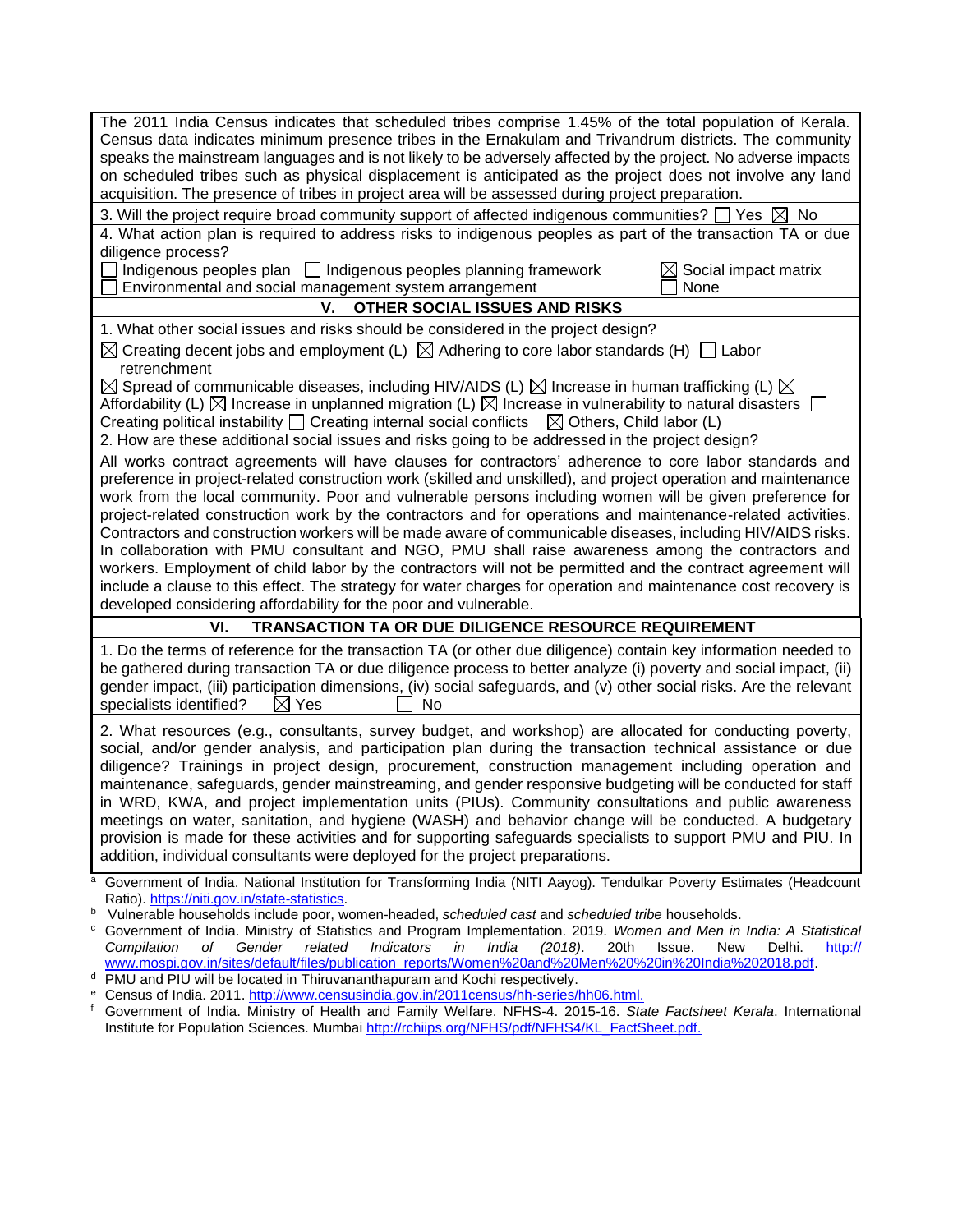The 2011 India Census indicates that scheduled tribes comprise 1.45% of the total population of Kerala. Census data indicates minimum presence tribes in the Ernakulam and Trivandrum districts. The community speaks the mainstream languages and is not likely to be adversely affected by the project. No adverse impacts on scheduled tribes such as physical displacement is anticipated as the project does not involve any land acquisition. The presence of tribes in project area will be assessed during project preparation.

3. Will the project require broad community support of affected indigenous communities? ☐ Yes ☒ No

4. What action plan is required to address risks to indigenous peoples as part of the transaction TA or due diligence process?

☐ Indigenous peoples plan ☐ Indigenous peoples planning framework ☒ Social impact matrix
☐ Environmental and social management system arrangement ☐ None

## V. OTHER SOCIAL ISSUES AND RISKS

1. What other social issues and risks should be considered in the project design?

☒ Creating decent jobs and employment (L) ☒ Adhering to core labor standards (H) ☐ Labor retrenchment
☒ Spread of communicable diseases, including HIV/AIDS (L) ☒ Increase in human trafficking (L) ☒ Affordability (L) ☒ Increase in unplanned migration (L) ☒ Increase in vulnerability to natural disasters ☐ Creating political instability ☐ Creating internal social conflicts ☒ Others, Child labor (L)

2. How are these additional social issues and risks going to be addressed in the project design?

All works contract agreements will have clauses for contractors' adherence to core labor standards and preference in project-related construction work (skilled and unskilled), and project operation and maintenance work from the local community. Poor and vulnerable persons including women will be given preference for project-related construction work by the contractors and for operations and maintenance-related activities. Contractors and construction workers will be made aware of communicable diseases, including HIV/AIDS risks. In collaboration with PMU consultant and NGO, PMU shall raise awareness among the contractors and workers. Employment of child labor by the contractors will not be permitted and the contract agreement will include a clause to this effect. The strategy for water charges for operation and maintenance cost recovery is developed considering affordability for the poor and vulnerable.

## VI. TRANSACTION TA OR DUE DILIGENCE RESOURCE REQUIREMENT

1. Do the terms of reference for the transaction TA (or other due diligence) contain key information needed to be gathered during transaction TA or due diligence process to better analyze (i) poverty and social impact, (ii) gender impact, (iii) participation dimensions, (iv) social safeguards, and (v) other social risks. Are the relevant specialists identified? ☒ Yes ☐ No

2. What resources (e.g., consultants, survey budget, and workshop) are allocated for conducting poverty, social, and/or gender analysis, and participation plan during the transaction technical assistance or due diligence? Trainings in project design, procurement, construction management including operation and maintenance, safeguards, gender mainstreaming, and gender responsive budgeting will be conducted for staff in WRD, KWA, and project implementation units (PIUs). Community consultations and public awareness meetings on water, sanitation, and hygiene (WASH) and behavior change will be conducted. A budgetary provision is made for these activities and for supporting safeguards specialists to support PMU and PIU. In addition, individual consultants were deployed for the project preparations.

[a] Government of India. National Institution for Transforming India (NITI Aayog). Tendulkar Poverty Estimates (Headcount Ratio). https://niti.gov.in/state-statistics.

[b] Vulnerable households include poor, women-headed, *scheduled cast* and *scheduled tribe* households.

[c] Government of India. Ministry of Statistics and Program Implementation. 2019. *Women and Men in India: A Statistical Compilation of Gender related Indicators in India (2018)*. 20th Issue. New Delhi. http://www.mospi.gov.in/sites/default/files/publication_reports/Women%20and%20Men%20%20in%20India%202018.pdf.

[d] PMU and PIU will be located in Thiruvananthapuram and Kochi respectively.

[e] Census of India. 2011. http://www.censusindia.gov.in/2011census/hh-series/hh06.html.

[f] Government of India. Ministry of Health and Family Welfare. NFHS-4. 2015-16. *State Factsheet Kerala*. International Institute for Population Sciences. Mumbai http://rchiips.org/NFHS/pdf/NFHS4/KL_FactSheet.pdf.